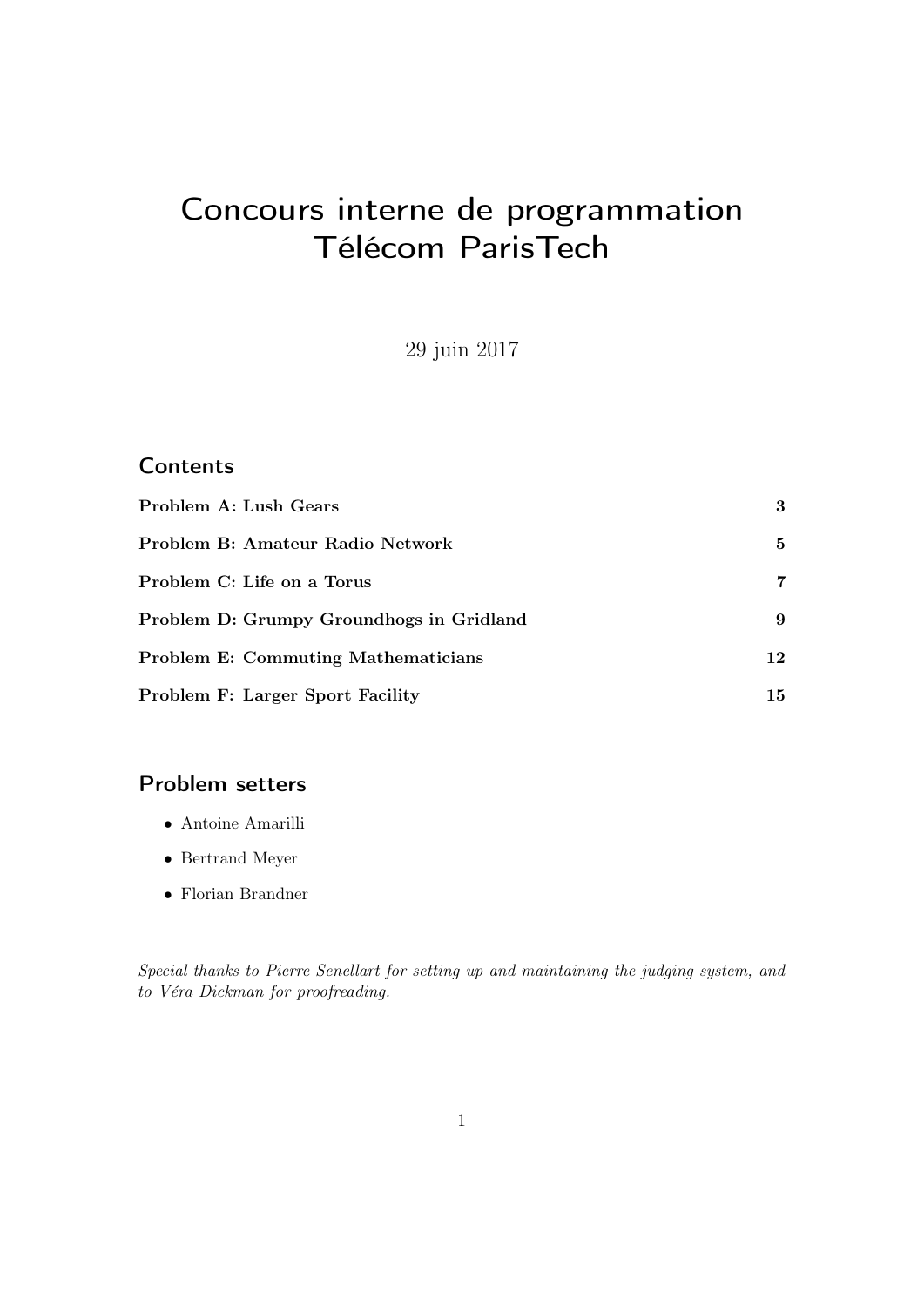# Concours interne de programmation Télécom ParisTech

29 juin 2017

## Contents

| | |
|---|---|
| **Problem A: Lush Gears** | **3** |
| **Problem B: Amateur Radio Network** | **5** |
| **Problem C: Life on a Torus** | **7** |
| **Problem D: Grumpy Groundhogs in Gridland** | **9** |
| **Problem E: Commuting Mathematicians** | **12** |
| **Problem F: Larger Sport Facility** | **15** |

## Problem setters

- Antoine Amarilli
- Bertrand Meyer
- Florian Brandner

*Special thanks to Pierre Senellart for setting up and maintaining the judging system, and to Véra Dickman for proofreading.*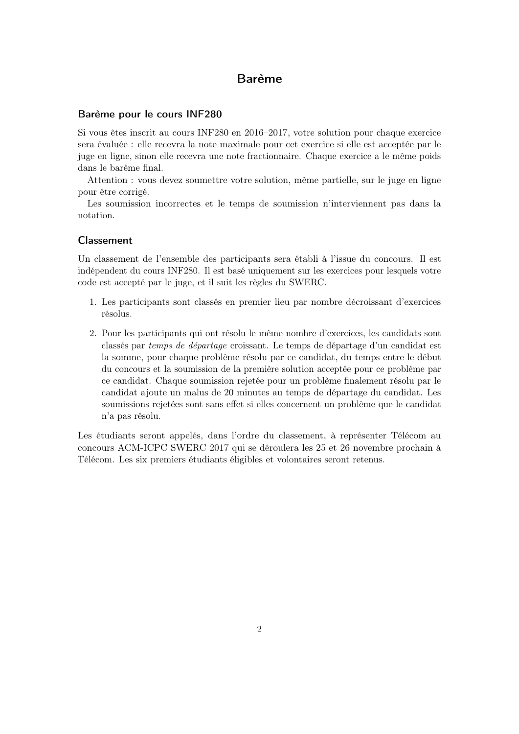# Barème

## Barème pour le cours INF280

Si vous êtes inscrit au cours INF280 en 2016–2017, votre solution pour chaque exercice sera évaluée : elle recevra la note maximale pour cet exercice si elle est acceptée par le juge en ligne, sinon elle recevra une note fractionnaire. Chaque exercice a le même poids dans le barème final.

Attention : vous devez soumettre votre solution, même partielle, sur le juge en ligne pour être corrigé.

Les soumission incorrectes et le temps de soumission n'interviennent pas dans la notation.

## Classement

Un classement de l'ensemble des participants sera établi à l'issue du concours. Il est indépendent du cours INF280. Il est basé uniquement sur les exercices pour lesquels votre code est accepté par le juge, et il suit les règles du SWERC.

1. Les participants sont classés en premier lieu par nombre décroissant d'exercices résolus.
2. Pour les participants qui ont résolu le même nombre d'exercices, les candidats sont classés par *temps de départage* croissant. Le temps de départage d'un candidat est la somme, pour chaque problème résolu par ce candidat, du temps entre le début du concours et la soumission de la première solution acceptée pour ce problème par ce candidat. Chaque soumission rejetée pour un problème finalement résolu par le candidat ajoute un malus de 20 minutes au temps de départage du candidat. Les soumissions rejetées sont sans effet si elles concernent un problème que le candidat n'a pas résolu.

Les étudiants seront appelés, dans l'ordre du classement, à représenter Télécom au concours ACM-ICPC SWERC 2017 qui se déroulera les 25 et 26 novembre prochain à Télécom. Les six premiers étudiants éligibles et volontaires seront retenus.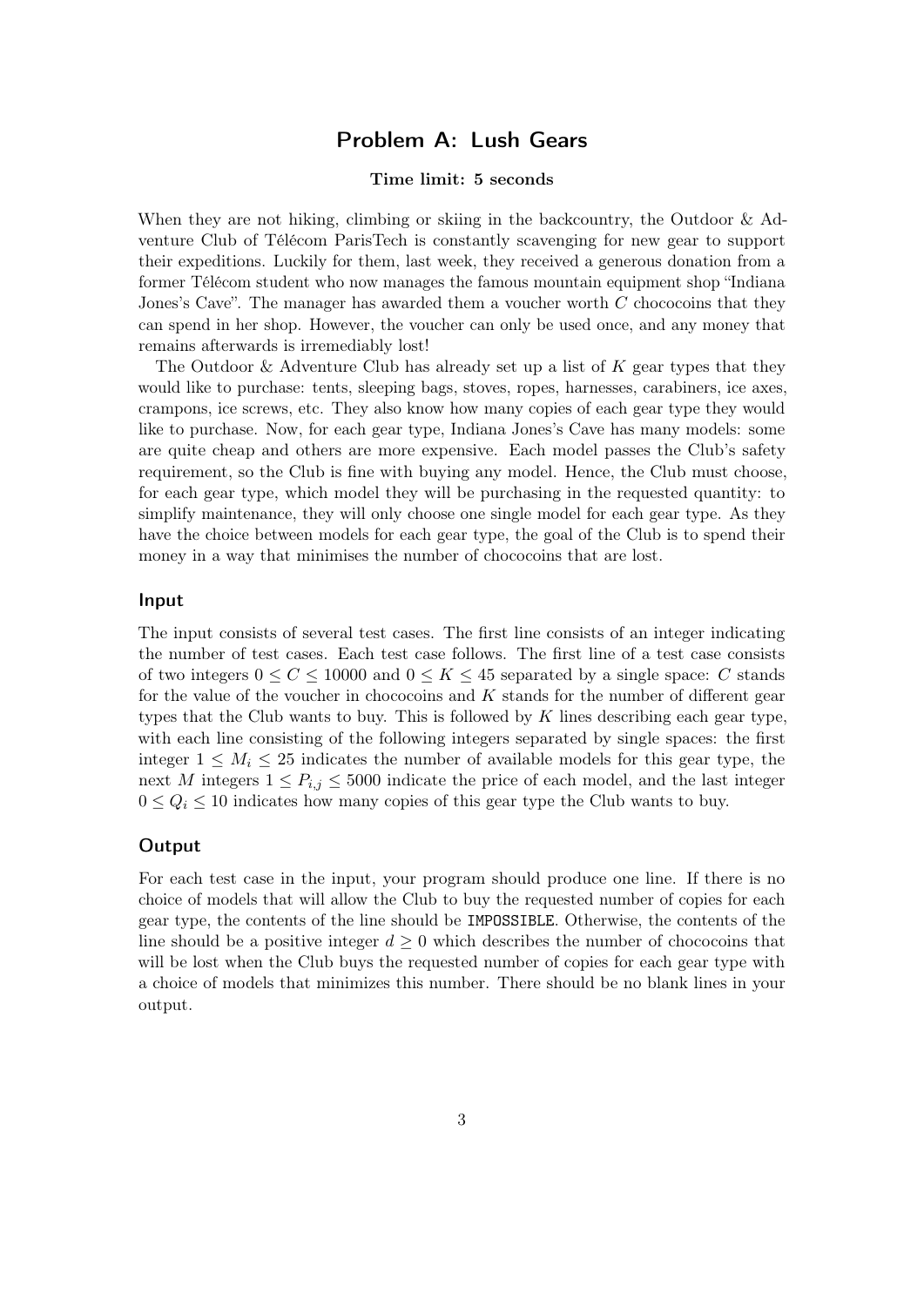# Problem A: Lush Gears

**Time limit: 5 seconds**

When they are not hiking, climbing or skiing in the backcountry, the Outdoor & Adventure Club of Télécom ParisTech is constantly scavenging for new gear to support their expeditions. Luckily for them, last week, they received a generous donation from a former Télécom student who now manages the famous mountain equipment shop "Indiana Jones's Cave". The manager has awarded them a voucher worth $C$ chococoins that they can spend in her shop. However, the voucher can only be used once, and any money that remains afterwards is irremediably lost!

The Outdoor & Adventure Club has already set up a list of $K$ gear types that they would like to purchase: tents, sleeping bags, stoves, ropes, harnesses, carabiners, ice axes, crampons, ice screws, etc. They also know how many copies of each gear type they would like to purchase. Now, for each gear type, Indiana Jones's Cave has many models: some are quite cheap and others are more expensive. Each model passes the Club's safety requirement, so the Club is fine with buying any model. Hence, the Club must choose, for each gear type, which model they will be purchasing in the requested quantity: to simplify maintenance, they will only choose one single model for each gear type. As they have the choice between models for each gear type, the goal of the Club is to spend their money in a way that minimises the number of chococoins that are lost.

## Input

The input consists of several test cases. The first line consists of an integer indicating the number of test cases. Each test case follows. The first line of a test case consists of two integers $0 \leq C \leq 10000$ and $0 \leq K \leq 45$ separated by a single space: $C$ stands for the value of the voucher in chococoins and $K$ stands for the number of different gear types that the Club wants to buy. This is followed by $K$ lines describing each gear type, with each line consisting of the following integers separated by single spaces: the first integer $1 \leq M_i \leq 25$ indicates the number of available models for this gear type, the next $M$ integers $1 \leq P_{i,j} \leq 5000$ indicate the price of each model, and the last integer $0 \leq Q_i \leq 10$ indicates how many copies of this gear type the Club wants to buy.

## Output

For each test case in the input, your program should produce one line. If there is no choice of models that will allow the Club to buy the requested number of copies for each gear type, the contents of the line should be `IMPOSSIBLE`. Otherwise, the contents of the line should be a positive integer $d \geq 0$ which describes the number of chococoins that will be lost when the Club buys the requested number of copies for each gear type with a choice of models that minimizes this number. There should be no blank lines in your output.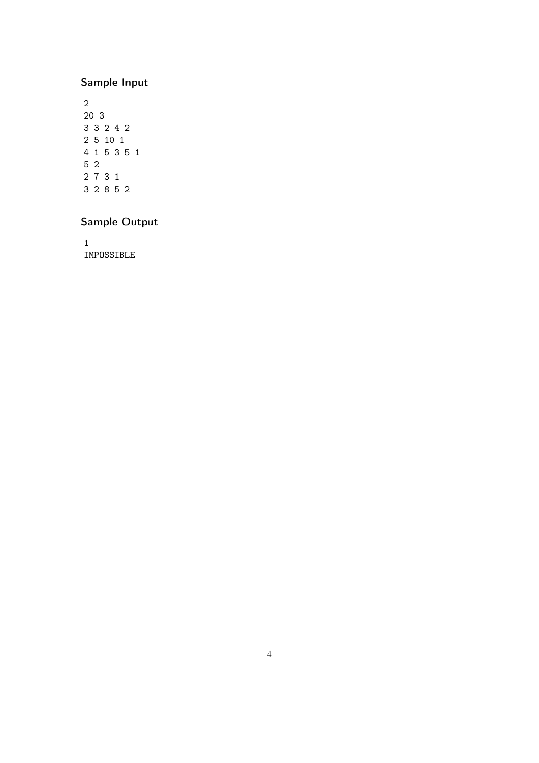### Sample Input

```
2
20 3
3 3 2 4 2
2 5 10 1
4 1 5 3 5 1
5 2
2 7 3 1
3 2 8 5 2
```

### Sample Output

```
1
IMPOSSIBLE
```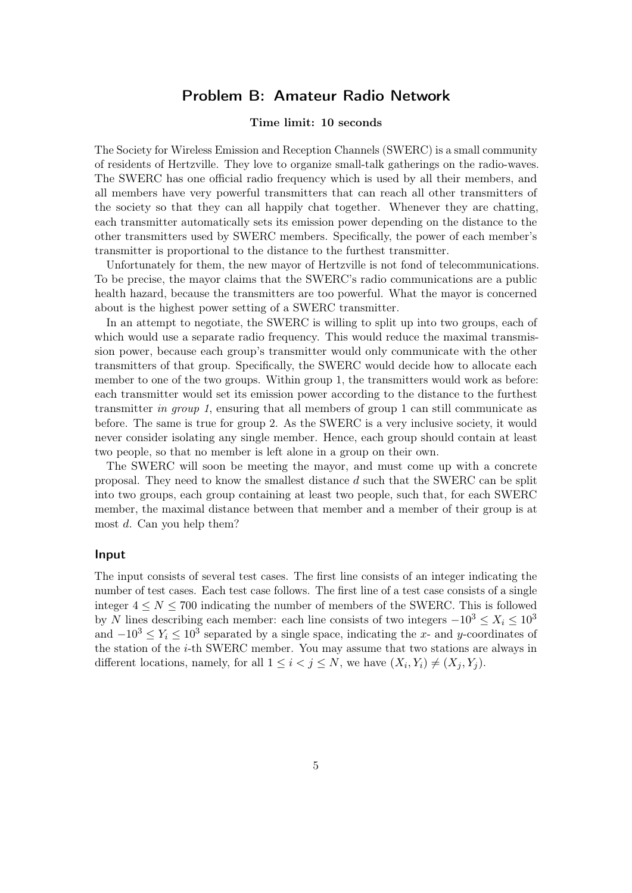# Problem B: Amateur Radio Network

**Time limit: 10 seconds**

The Society for Wireless Emission and Reception Channels (SWERC) is a small community of residents of Hertzville. They love to organize small-talk gatherings on the radio-waves. The SWERC has one official radio frequency which is used by all their members, and all members have very powerful transmitters that can reach all other transmitters of the society so that they can all happily chat together. Whenever they are chatting, each transmitter automatically sets its emission power depending on the distance to the other transmitters used by SWERC members. Specifically, the power of each member's transmitter is proportional to the distance to the furthest transmitter.

Unfortunately for them, the new mayor of Hertzville is not fond of telecommunications. To be precise, the mayor claims that the SWERC's radio communications are a public health hazard, because the transmitters are too powerful. What the mayor is concerned about is the highest power setting of a SWERC transmitter.

In an attempt to negotiate, the SWERC is willing to split up into two groups, each of which would use a separate radio frequency. This would reduce the maximal transmission power, because each group's transmitter would only communicate with the other transmitters of that group. Specifically, the SWERC would decide how to allocate each member to one of the two groups. Within group 1, the transmitters would work as before: each transmitter would set its emission power according to the distance to the furthest transmitter *in group 1*, ensuring that all members of group 1 can still communicate as before. The same is true for group 2. As the SWERC is a very inclusive society, it would never consider isolating any single member. Hence, each group should contain at least two people, so that no member is left alone in a group on their own.

The SWERC will soon be meeting the mayor, and must come up with a concrete proposal. They need to know the smallest distance $d$ such that the SWERC can be split into two groups, each group containing at least two people, such that, for each SWERC member, the maximal distance between that member and a member of their group is at most $d$. Can you help them?

## Input

The input consists of several test cases. The first line consists of an integer indicating the number of test cases. Each test case follows. The first line of a test case consists of a single integer $4 \leq N \leq 700$ indicating the number of members of the SWERC. This is followed by $N$ lines describing each member: each line consists of two integers $-10^3 \leq X_i \leq 10^3$ and $-10^3 \leq Y_i \leq 10^3$ separated by a single space, indicating the $x$- and $y$-coordinates of the station of the $i$-th SWERC member. You may assume that two stations are always in different locations, namely, for all $1 \leq i < j \leq N$, we have $(X_i, Y_i) \neq (X_j, Y_j)$.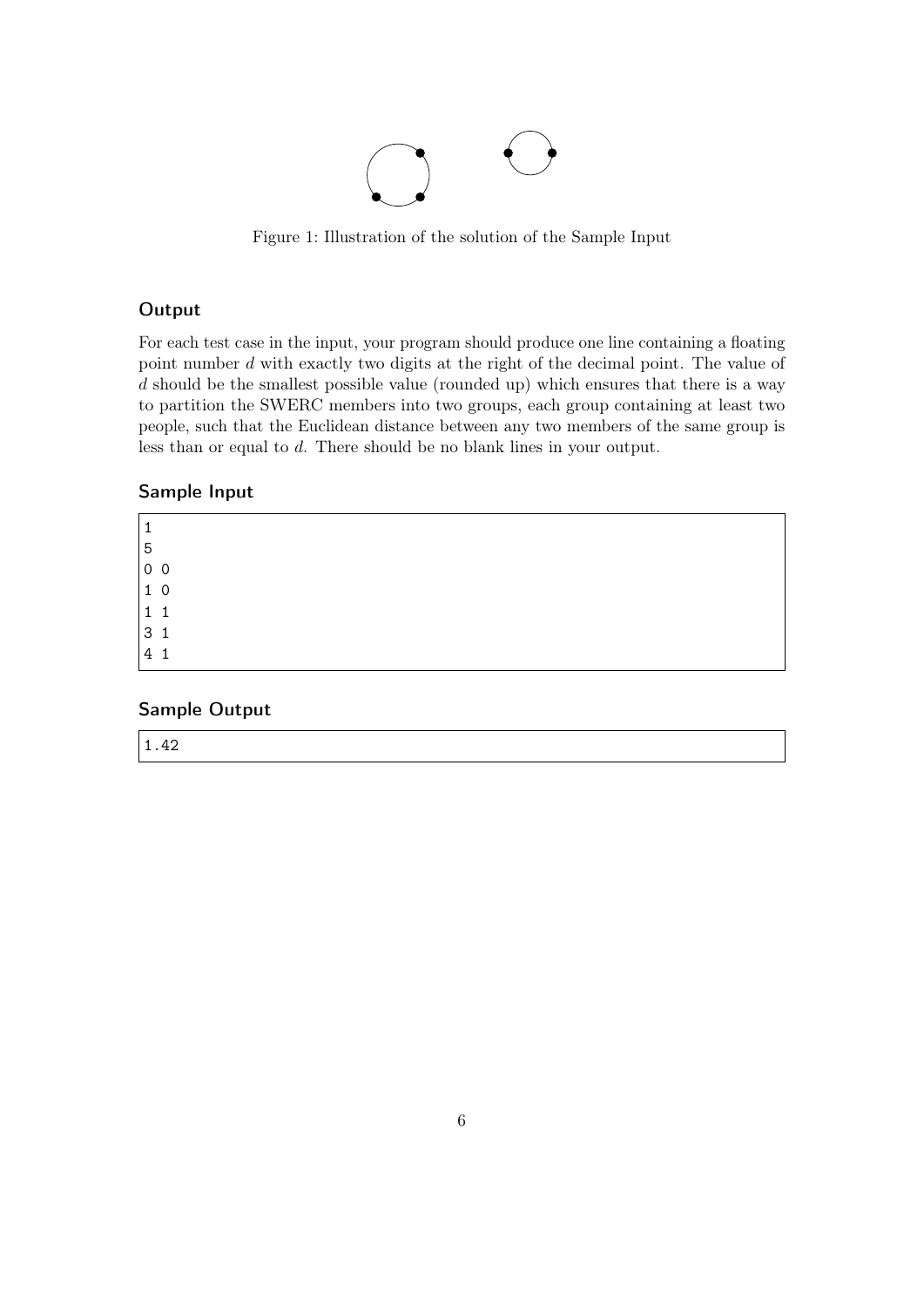Figure 1: Illustration of the solution of the Sample Input

## Output

For each test case in the input, your program should produce one line containing a floating point number $d$ with exactly two digits at the right of the decimal point. The value of $d$ should be the smallest possible value (rounded up) which ensures that there is a way to partition the SWERC members into two groups, each group containing at least two people, such that the Euclidean distance between any two members of the same group is less than or equal to $d$. There should be no blank lines in your output.

## Sample Input

```
1
5
0 0
1 0
1 1
3 1
4 1
```

## Sample Output

```
1.42
```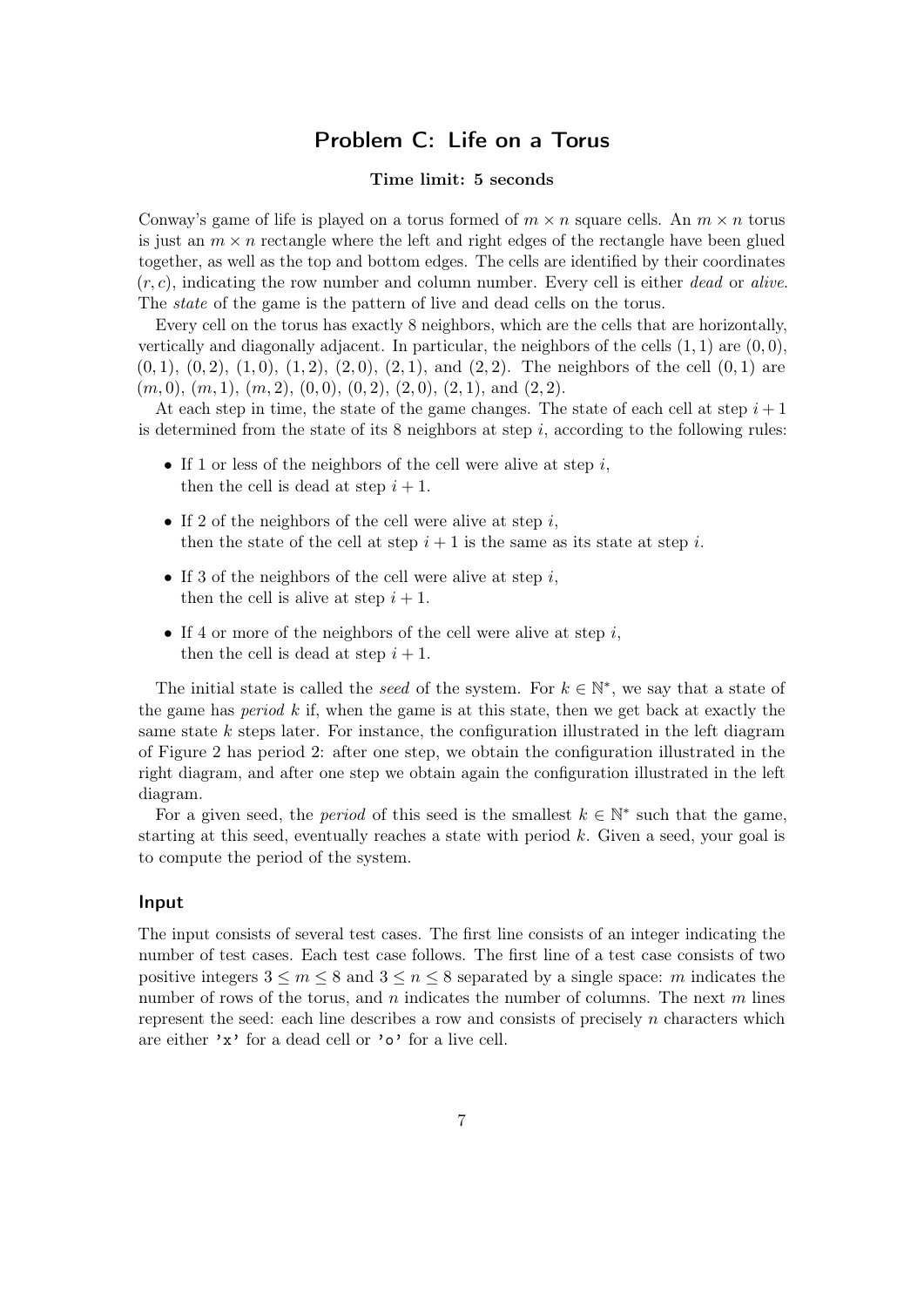## Problem C: Life on a Torus

**Time limit: 5 seconds**

Conway's game of life is played on a torus formed of $m \times n$ square cells. An $m \times n$ torus is just an $m \times n$ rectangle where the left and right edges of the rectangle have been glued together, as well as the top and bottom edges. The cells are identified by their coordinates $(r, c)$, indicating the row number and column number. Every cell is either *dead* or *alive*. The *state* of the game is the pattern of live and dead cells on the torus.

Every cell on the torus has exactly 8 neighbors, which are the cells that are horizontally, vertically and diagonally adjacent. In particular, the neighbors of the cells $(1, 1)$ are $(0, 0)$, $(0, 1)$, $(0, 2)$, $(1, 0)$, $(1, 2)$, $(2, 0)$, $(2, 1)$, and $(2, 2)$. The neighbors of the cell $(0, 1)$ are $(m, 0)$, $(m, 1)$, $(m, 2)$, $(0, 0)$, $(0, 2)$, $(2, 0)$, $(2, 1)$, and $(2, 2)$.

At each step in time, the state of the game changes. The state of each cell at step $i + 1$ is determined from the state of its 8 neighbors at step $i$, according to the following rules:

- If 1 or less of the neighbors of the cell were alive at step $i$, then the cell is dead at step $i + 1$.
- If 2 of the neighbors of the cell were alive at step $i$, then the state of the cell at step $i + 1$ is the same as its state at step $i$.
- If 3 of the neighbors of the cell were alive at step $i$, then the cell is alive at step $i + 1$.
- If 4 or more of the neighbors of the cell were alive at step $i$, then the cell is dead at step $i + 1$.

The initial state is called the *seed* of the system. For $k \in \mathbb{N}^*$, we say that a state of the game has *period* $k$ if, when the game is at this state, then we get back at exactly the same state $k$ steps later. For instance, the configuration illustrated in the left diagram of Figure 2 has period 2: after one step, we obtain the configuration illustrated in the right diagram, and after one step we obtain again the configuration illustrated in the left diagram.

For a given seed, the *period* of this seed is the smallest $k \in \mathbb{N}^*$ such that the game, starting at this seed, eventually reaches a state with period $k$. Given a seed, your goal is to compute the period of the system.

### Input

The input consists of several test cases. The first line consists of an integer indicating the number of test cases. Each test case follows. The first line of a test case consists of two positive integers $3 \le m \le 8$ and $3 \le n \le 8$ separated by a single space: $m$ indicates the number of rows of the torus, and $n$ indicates the number of columns. The next $m$ lines represent the seed: each line describes a row and consists of precisely $n$ characters which are either 'x' for a dead cell or 'o' for a live cell.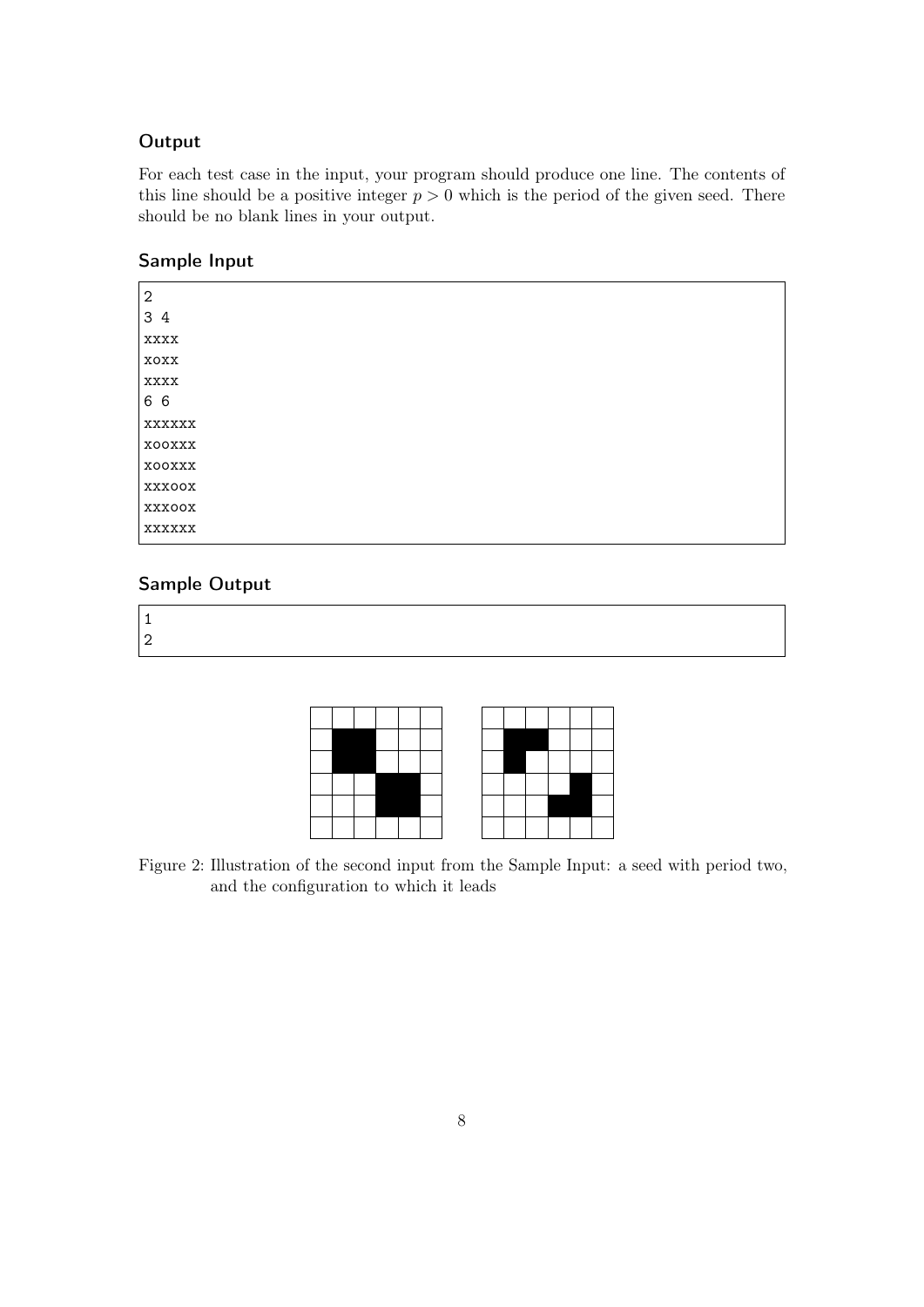### Output

For each test case in the input, your program should produce one line. The contents of this line should be a positive integer $p > 0$ which is the period of the given seed. There should be no blank lines in your output.

### Sample Input

```
2
3 4
xxxx
xoxx
xxxx
6 6
xxxxxx
xooxxx
xooxxx
xxxoox
xxxoox
xxxxxx
```

### Sample Output

```
1
2
```

Figure 2: Illustration of the second input from the Sample Input: a seed with period two, and the configuration to which it leads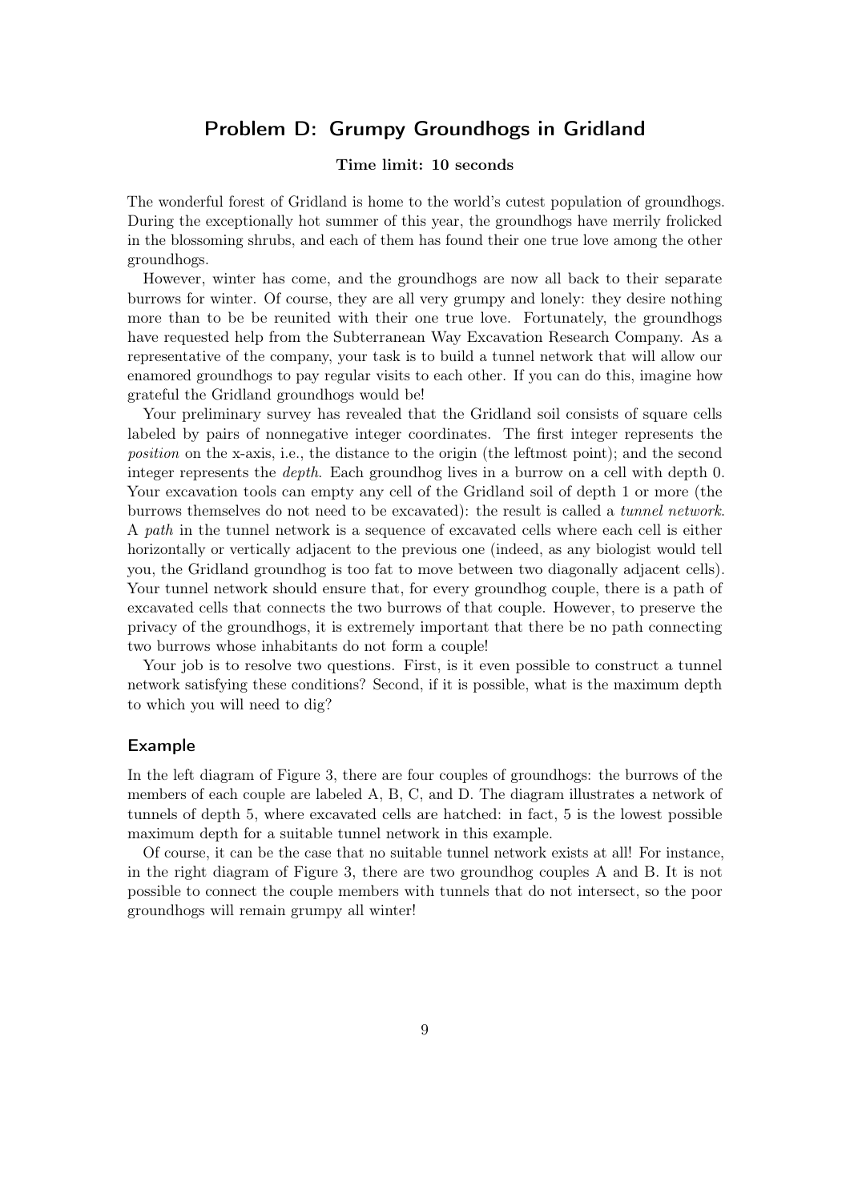## Problem D: Grumpy Groundhogs in Gridland

**Time limit: 10 seconds**

The wonderful forest of Gridland is home to the world's cutest population of groundhogs. During the exceptionally hot summer of this year, the groundhogs have merrily frolicked in the blossoming shrubs, and each of them has found their one true love among the other groundhogs.

However, winter has come, and the groundhogs are now all back to their separate burrows for winter. Of course, they are all very grumpy and lonely: they desire nothing more than to be reunited with their one true love. Fortunately, the groundhogs have requested help from the Subterranean Way Excavation Research Company. As a representative of the company, your task is to build a tunnel network that will allow our enamored groundhogs to pay regular visits to each other. If you can do this, imagine how grateful the Gridland groundhogs would be!

Your preliminary survey has revealed that the Gridland soil consists of square cells labeled by pairs of nonnegative integer coordinates. The first integer represents the *position* on the x-axis, i.e., the distance to the origin (the leftmost point); and the second integer represents the *depth*. Each groundhog lives in a burrow on a cell with depth 0. Your excavation tools can empty any cell of the Gridland soil of depth 1 or more (the burrows themselves do not need to be excavated): the result is called a *tunnel network*. A *path* in the tunnel network is a sequence of excavated cells where each cell is either horizontally or vertically adjacent to the previous one (indeed, as any biologist would tell you, the Gridland groundhog is too fat to move between two diagonally adjacent cells). Your tunnel network should ensure that, for every groundhog couple, there is a path of excavated cells that connects the two burrows of that couple. However, to preserve the privacy of the groundhogs, it is extremely important that there be no path connecting two burrows whose inhabitants do not form a couple!

Your job is to resolve two questions. First, is it even possible to construct a tunnel network satisfying these conditions? Second, if it is possible, what is the maximum depth to which you will need to dig?

### Example

In the left diagram of Figure 3, there are four couples of groundhogs: the burrows of the members of each couple are labeled A, B, C, and D. The diagram illustrates a network of tunnels of depth 5, where excavated cells are hatched: in fact, 5 is the lowest possible maximum depth for a suitable tunnel network in this example.

Of course, it can be the case that no suitable tunnel network exists at all! For instance, in the right diagram of Figure 3, there are two groundhog couples A and B. It is not possible to connect the couple members with tunnels that do not intersect, so the poor groundhogs will remain grumpy all winter!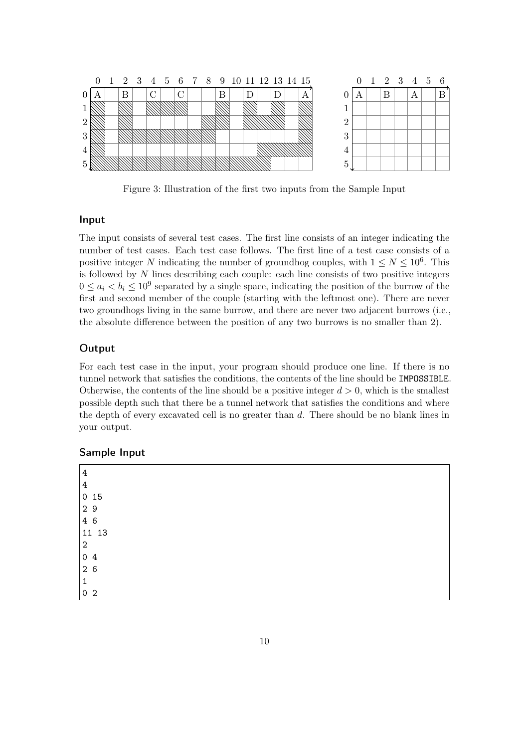Figure 3: Illustration of the first two inputs from the Sample Input

## Input

The input consists of several test cases. The first line consists of an integer indicating the number of test cases. Each test case follows. The first line of a test case consists of a positive integer $N$ indicating the number of groundhog couples, with $1 \leq N \leq 10^6$. This is followed by $N$ lines describing each couple: each line consists of two positive integers $0 \leq a_i < b_i \leq 10^9$ separated by a single space, indicating the position of the burrow of the first and second member of the couple (starting with the leftmost one). There are never two groundhogs living in the same burrow, and there are never two adjacent burrows (i.e., the absolute difference between the position of any two burrows is no smaller than 2).

## Output

For each test case in the input, your program should produce one line. If there is no tunnel network that satisfies the conditions, the contents of the line should be `IMPOSSIBLE`. Otherwise, the contents of the line should be a positive integer $d > 0$, which is the smallest possible depth such that there be a tunnel network that satisfies the conditions and where the depth of every excavated cell is no greater than $d$. There should be no blank lines in your output.

## Sample Input

```
4
4
0 15
2 9
4 6
11 13
2
0 4
2 6
1
0 2
```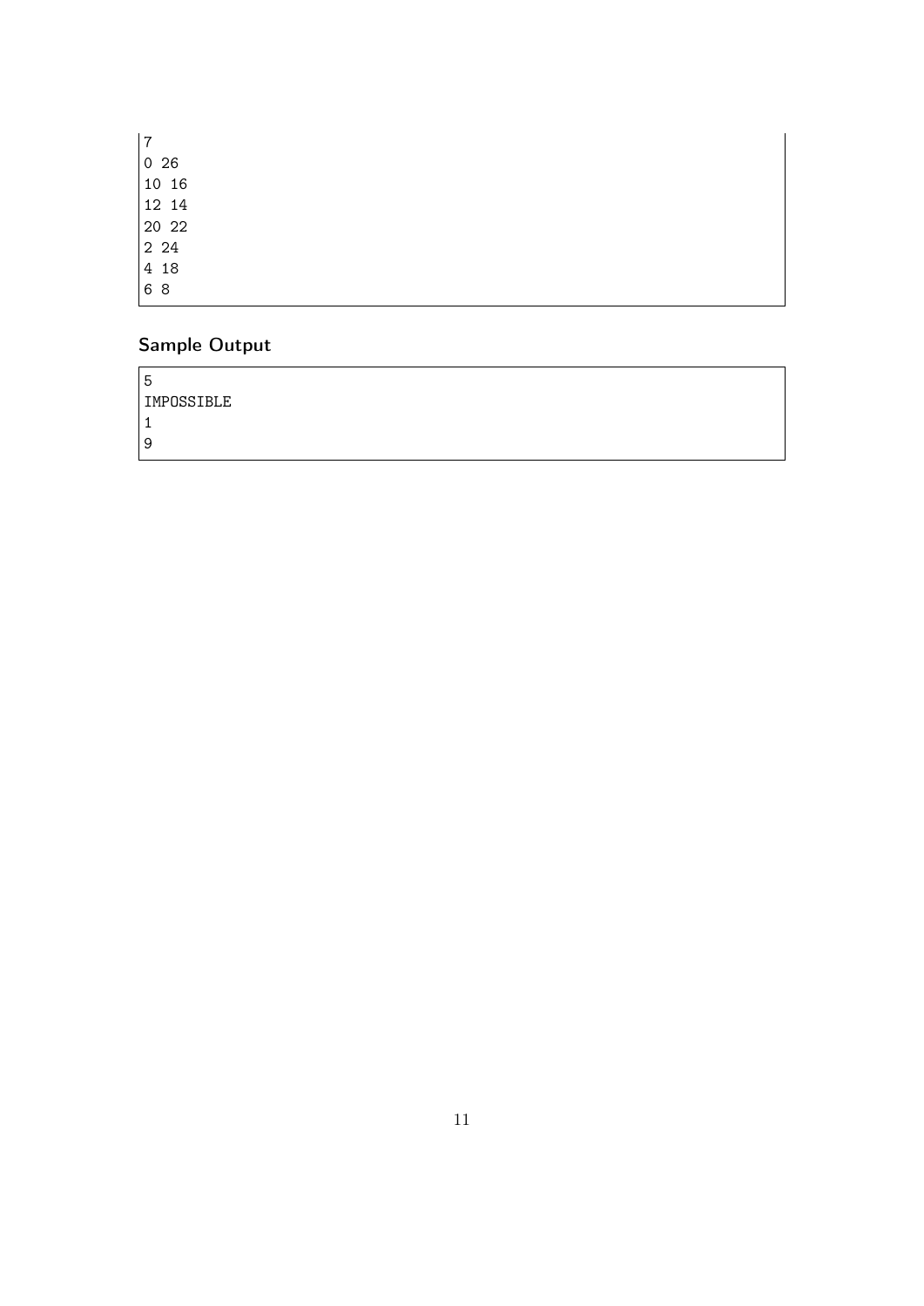```
7
0 26
10 16
12 14
20 22
2 24
4 18
6 8
```

## Sample Output

```
5
IMPOSSIBLE
1
9
```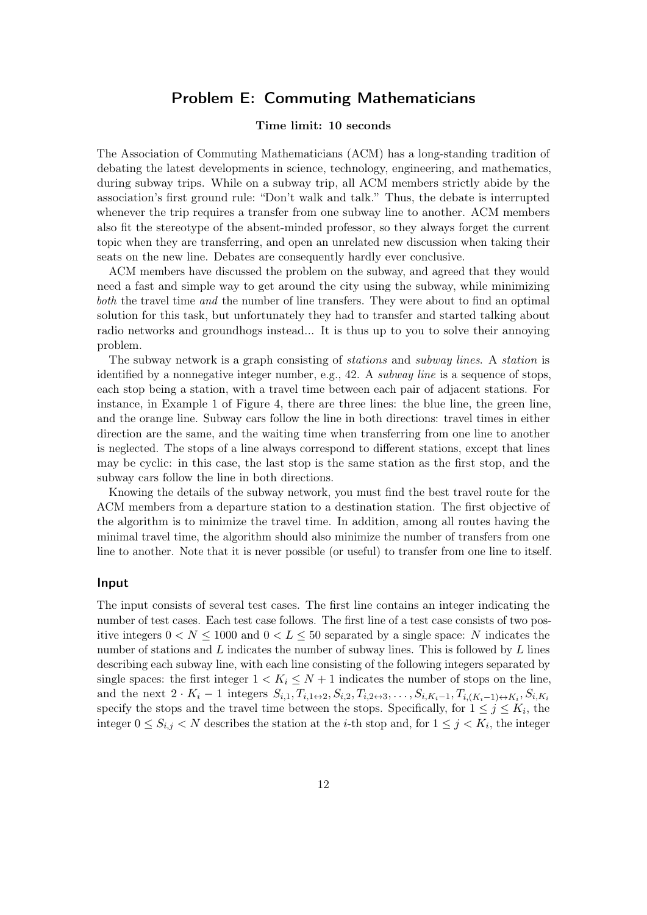## Problem E: Commuting Mathematicians

**Time limit: 10 seconds**

The Association of Commuting Mathematicians (ACM) has a long-standing tradition of debating the latest developments in science, technology, engineering, and mathematics, during subway trips. While on a subway trip, all ACM members strictly abide by the association's first ground rule: "Don't walk and talk." Thus, the debate is interrupted whenever the trip requires a transfer from one subway line to another. ACM members also fit the stereotype of the absent-minded professor, so they always forget the current topic when they are transferring, and open an unrelated new discussion when taking their seats on the new line. Debates are consequently hardly ever conclusive.

ACM members have discussed the problem on the subway, and agreed that they would need a fast and simple way to get around the city using the subway, while minimizing *both* the travel time *and* the number of line transfers. They were about to find an optimal solution for this task, but unfortunately they had to transfer and started talking about radio networks and groundhogs instead... It is thus up to you to solve their annoying problem.

The subway network is a graph consisting of *stations* and *subway lines*. A *station* is identified by a nonnegative integer number, e.g., 42. A *subway line* is a sequence of stops, each stop being a station, with a travel time between each pair of adjacent stations. For instance, in Example 1 of Figure 4, there are three lines: the blue line, the green line, and the orange line. Subway cars follow the line in both directions: travel times in either direction are the same, and the waiting time when transferring from one line to another is neglected. The stops of a line always correspond to different stations, except that lines may be cyclic: in this case, the last stop is the same station as the first stop, and the subway cars follow the line in both directions.

Knowing the details of the subway network, you must find the best travel route for the ACM members from a departure station to a destination station. The first objective of the algorithm is to minimize the travel time. In addition, among all routes having the minimal travel time, the algorithm should also minimize the number of transfers from one line to another. Note that it is never possible (or useful) to transfer from one line to itself.

### Input

The input consists of several test cases. The first line contains an integer indicating the number of test cases. Each test case follows. The first line of a test case consists of two positive integers $0 < N \leq 1000$ and $0 < L \leq 50$ separated by a single space: $N$ indicates the number of stations and $L$ indicates the number of subway lines. This is followed by $L$ lines describing each subway line, with each line consisting of the following integers separated by single spaces: the first integer $1 < K_i \leq N + 1$ indicates the number of stops on the line, and the next $2 \cdot K_i - 1$ integers $S_{i,1}, T_{i,1\leftrightarrow 2}, S_{i,2}, T_{i,2\leftrightarrow 3}, \ldots, S_{i,K_i-1}, T_{i,(K_i-1)\leftrightarrow K_i}, S_{i,K_i}$ specify the stops and the travel time between the stops. Specifically, for $1 \leq j \leq K_i$, the integer $0 \leq S_{i,j} < N$ describes the station at the $i$-th stop and, for $1 \leq j < K_i$, the integer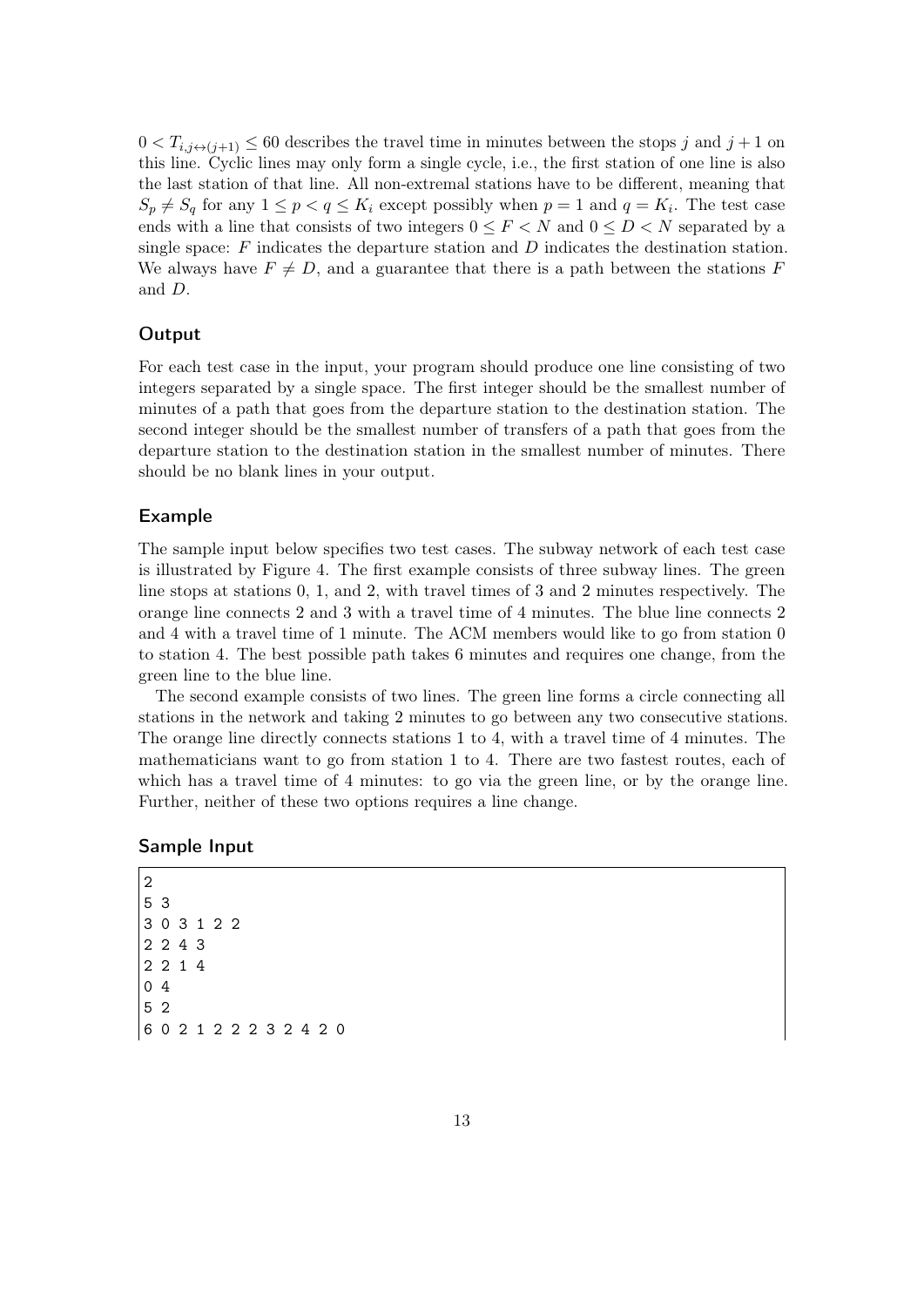$0 < T_{i,j \leftrightarrow (j+1)} \leq 60$ describes the travel time in minutes between the stops $j$ and $j+1$ on this line. Cyclic lines may only form a single cycle, i.e., the first station of one line is also the last station of that line. All non-extremal stations have to be different, meaning that $S_p \neq S_q$ for any $1 \leq p < q \leq K_i$ except possibly when $p = 1$ and $q = K_i$. The test case ends with a line that consists of two integers $0 \leq F < N$ and $0 \leq D < N$ separated by a single space: $F$ indicates the departure station and $D$ indicates the destination station. We always have $F \neq D$, and a guarantee that there is a path between the stations $F$ and $D$.

### Output

For each test case in the input, your program should produce one line consisting of two integers separated by a single space. The first integer should be the smallest number of minutes of a path that goes from the departure station to the destination station. The second integer should be the smallest number of transfers of a path that goes from the departure station to the destination station in the smallest number of minutes. There should be no blank lines in your output.

### Example

The sample input below specifies two test cases. The subway network of each test case is illustrated by Figure 4. The first example consists of three subway lines. The green line stops at stations 0, 1, and 2, with travel times of 3 and 2 minutes respectively. The orange line connects 2 and 3 with a travel time of 4 minutes. The blue line connects 2 and 4 with a travel time of 1 minute. The ACM members would like to go from station 0 to station 4. The best possible path takes 6 minutes and requires one change, from the green line to the blue line.

The second example consists of two lines. The green line forms a circle connecting all stations in the network and taking 2 minutes to go between any two consecutive stations. The orange line directly connects stations 1 to 4, with a travel time of 4 minutes. The mathematicians want to go from station 1 to 4. There are two fastest routes, each of which has a travel time of 4 minutes: to go via the green line, or by the orange line. Further, neither of these two options requires a line change.

### Sample Input

```
2
5 3
3 0 3 1 2 2
2 2 4 3
2 2 1 4
0 4
5 2
6 0 2 1 2 2 2 3 2 4 2 0
```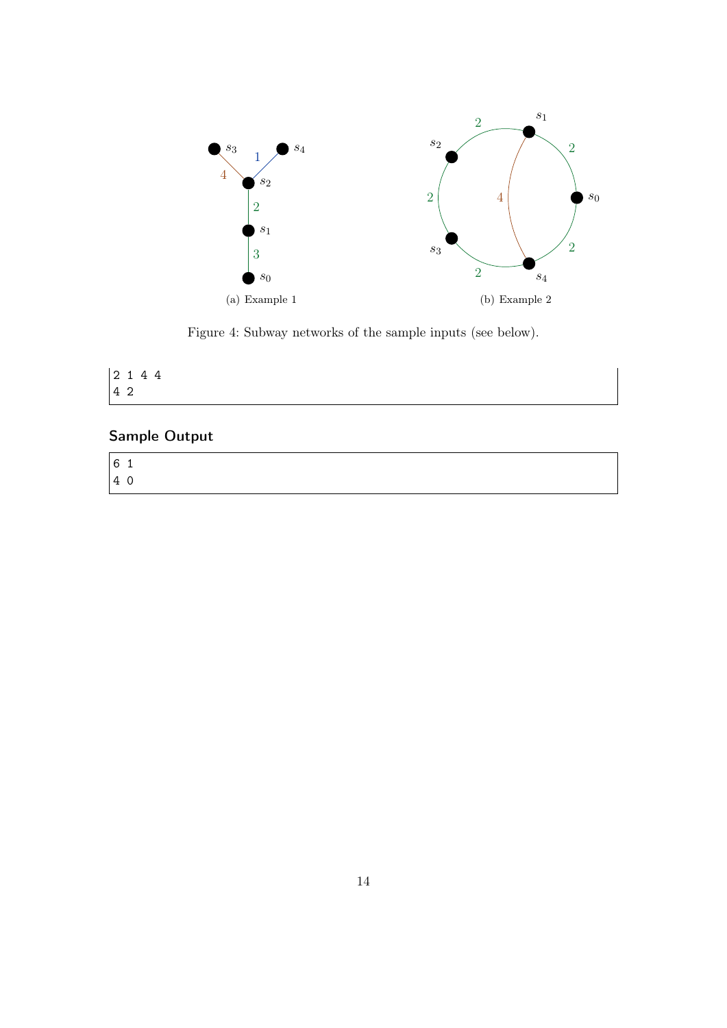(a) Example 1

(b) Example 2

Figure 4: Subway networks of the sample inputs (see below).

```
2 1 4 4
4 2
```

## Sample Output

```
6 1
4 0
```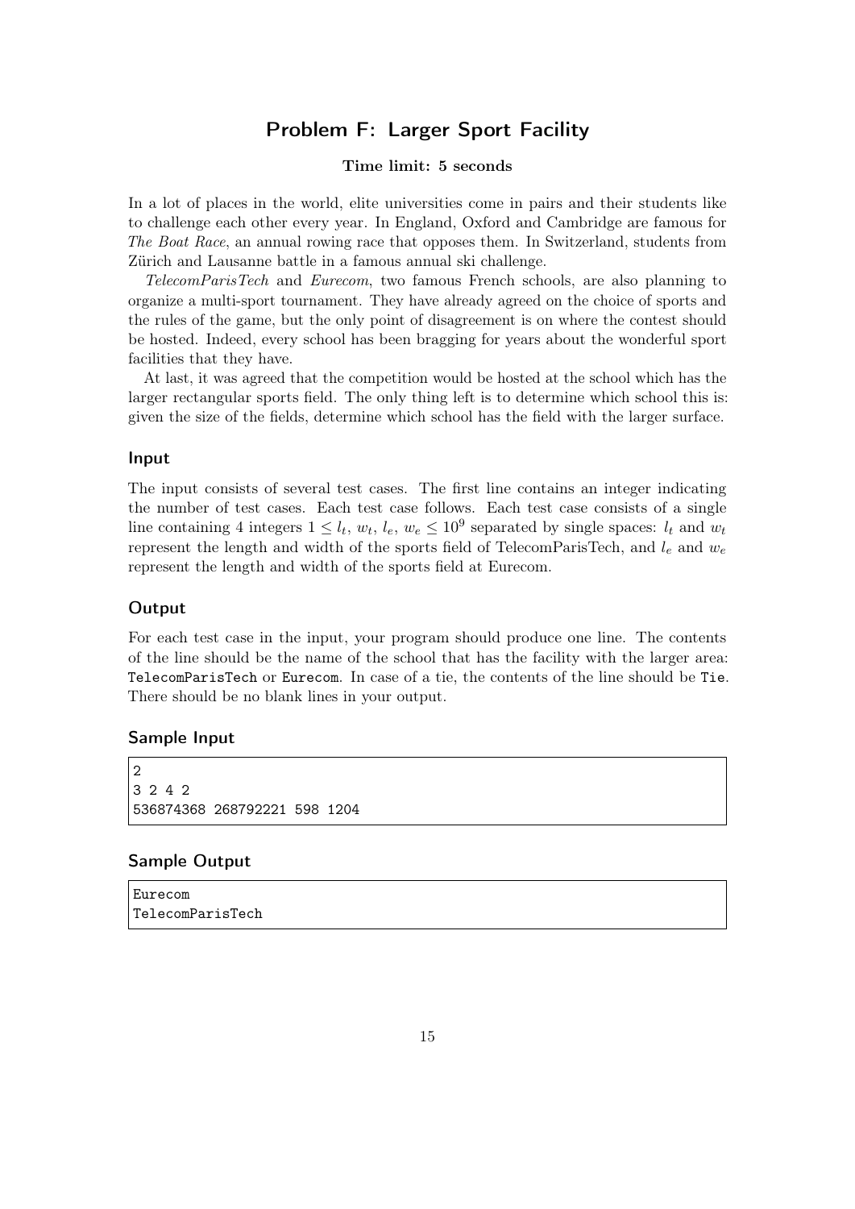# Problem F: Larger Sport Facility

**Time limit: 5 seconds**

In a lot of places in the world, elite universities come in pairs and their students like to challenge each other every year. In England, Oxford and Cambridge are famous for *The Boat Race*, an annual rowing race that opposes them. In Switzerland, students from Zürich and Lausanne battle in a famous annual ski challenge.

*TelecomParisTech* and *Eurecom*, two famous French schools, are also planning to organize a multi-sport tournament. They have already agreed on the choice of sports and the rules of the game, but the only point of disagreement is on where the contest should be hosted. Indeed, every school has been bragging for years about the wonderful sport facilities that they have.

At last, it was agreed that the competition would be hosted at the school which has the larger rectangular sports field. The only thing left is to determine which school this is: given the size of the fields, determine which school has the field with the larger surface.

## Input

The input consists of several test cases. The first line contains an integer indicating the number of test cases. Each test case follows. Each test case consists of a single line containing 4 integers $1 \leq l_t, w_t, l_e, w_e \leq 10^9$ separated by single spaces: $l_t$ and $w_t$ represent the length and width of the sports field of TelecomParisTech, and $l_e$ and $w_e$ represent the length and width of the sports field at Eurecom.

## Output

For each test case in the input, your program should produce one line. The contents of the line should be the name of the school that has the facility with the larger area: `TelecomParisTech` or `Eurecom`. In case of a tie, the contents of the line should be `Tie`. There should be no blank lines in your output.

## Sample Input

```
2
3 2 4 2
536874368 268792221 598 1204
```

## Sample Output

```
Eurecom
TelecomParisTech
```